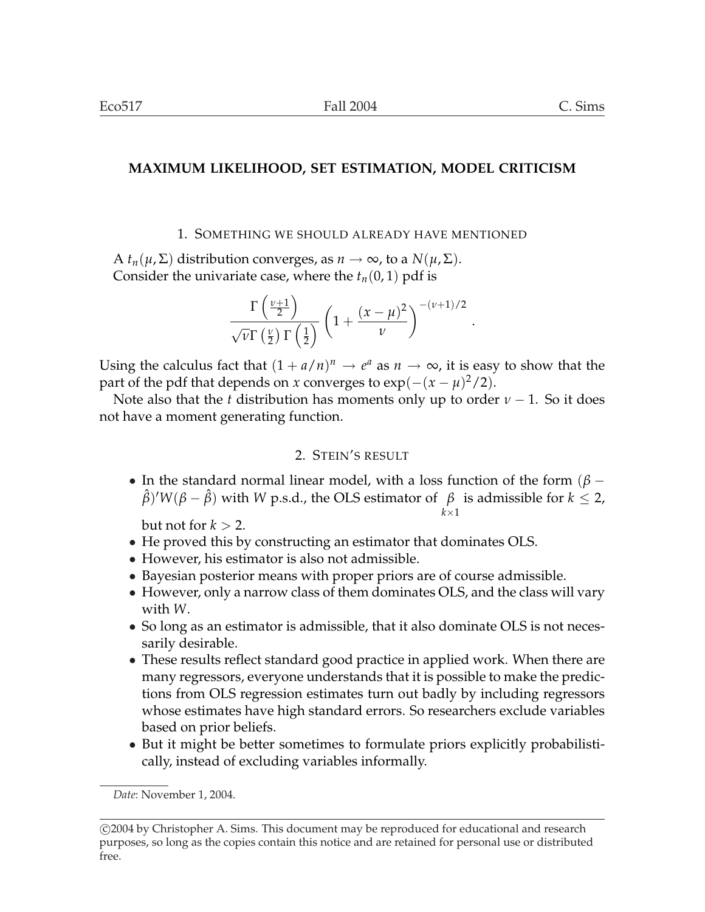# MAXIMUM LIKELIHOOD, SET ESTIMATION, MODEL CRITICISM

## 1. Something we should already have mentioned

A $t_n(\mu, \Sigma)$ distribution converges, as $n \to \infty$, to a $N(\mu, \Sigma)$.
Consider the univariate case, where the $t_n(0,1)$ pdf is

$$\frac{\Gamma\left(\frac{\nu+1}{2}\right)}{\sqrt{\nu}\Gamma\left(\frac{\nu}{2}\right)\Gamma\left(\frac{1}{2}\right)}\left(1+\frac{(x-\mu)^2}{\nu}\right)^{-(\nu+1)/2}.$$

Using the calculus fact that $(1 + a/n)^n \to e^a$ as $n \to \infty$, it is easy to show that the part of the pdf that depends on $x$ converges to $\exp(-(x-\mu)^2/2)$.

Note also that the $t$ distribution has moments only up to order $\nu - 1$. So it does not have a moment generating function.

## 2. Stein's result

- In the standard normal linear model, with a loss function of the form $(\beta - \hat{\beta})'W(\beta - \hat{\beta})$ with $W$ p.s.d., the OLS estimator of $\underset{k\times 1}{\beta}$ is admissible for $k \leq 2$, but not for $k > 2$.
- He proved this by constructing an estimator that dominates OLS.
- However, his estimator is also not admissible.
- Bayesian posterior means with proper priors are of course admissible.
- However, only a narrow class of them dominates OLS, and the class will vary with $W$.
- So long as an estimator is admissible, that it also dominate OLS is not necessarily desirable.
- These results reflect standard good practice in applied work. When there are many regressors, everyone understands that it is possible to make the predictions from OLS regression estimates turn out badly by including regressors whose estimates have high standard errors. So researchers exclude variables based on prior beliefs.
- But it might be better sometimes to formulate priors explicitly probabilistically, instead of excluding variables informally.

*Date*: November 1, 2004.

©2004 by Christopher A. Sims. This document may be reproduced for educational and research purposes, so long as the copies contain this notice and are retained for personal use or distributed free.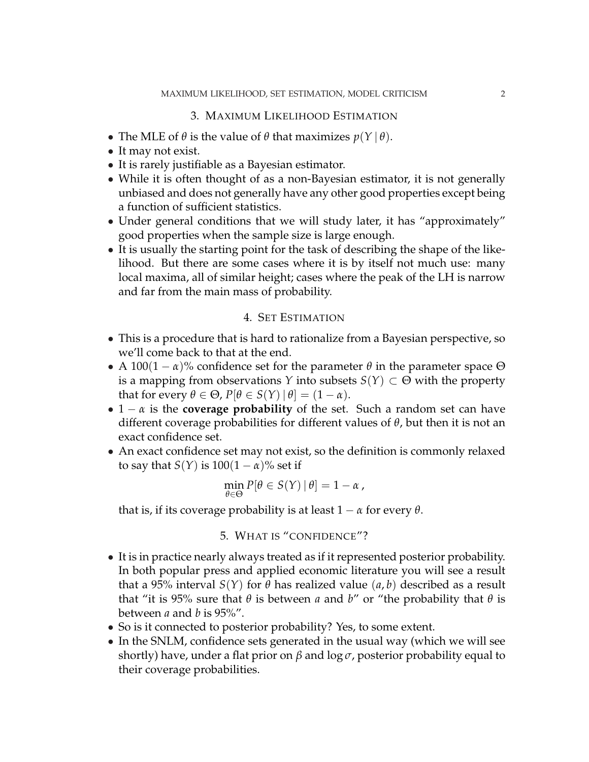## 3. Maximum Likelihood Estimation

- The MLE of $\theta$ is the value of $\theta$ that maximizes $p(Y \mid \theta)$.
- It may not exist.
- It is rarely justifiable as a Bayesian estimator.
- While it is often thought of as a non-Bayesian estimator, it is not generally unbiased and does not generally have any other good properties except being a function of sufficient statistics.
- Under general conditions that we will study later, it has "approximately" good properties when the sample size is large enough.
- It is usually the starting point for the task of describing the shape of the likelihood. But there are some cases where it is by itself not much use: many local maxima, all of similar height; cases where the peak of the LH is narrow and far from the main mass of probability.

## 4. Set Estimation

- This is a procedure that is hard to rationalize from a Bayesian perspective, so we'll come back to that at the end.
- A $100(1-\alpha)\%$ confidence set for the parameter $\theta$ in the parameter space $\Theta$ is a mapping from observations $Y$ into subsets $S(Y) \subset \Theta$ with the property that for every $\theta \in \Theta$, $P[\theta \in S(Y) \mid \theta] = (1-\alpha)$.
- $1-\alpha$ is the **coverage probability** of the set. Such a random set can have different coverage probabilities for different values of $\theta$, but then it is not an exact confidence set.
- An exact confidence set may not exist, so the definition is commonly relaxed to say that $S(Y)$ is $100(1-\alpha)\%$ set if

$$\min_{\theta \in \Theta} P[\theta \in S(Y) \mid \theta] = 1 - \alpha \,,$$

  that is, if its coverage probability is at least $1-\alpha$ for every $\theta$.

## 5. What is "confidence"?

- It is in practice nearly always treated as if it represented posterior probability. In both popular press and applied economic literature you will see a result that a 95% interval $S(Y)$ for $\theta$ has realized value $(a, b)$ described as a result that "it is 95% sure that $\theta$ is between $a$ and $b$" or "the probability that $\theta$ is between $a$ and $b$ is 95%".
- So is it connected to posterior probability? Yes, to some extent.
- In the SNLM, confidence sets generated in the usual way (which we will see shortly) have, under a flat prior on $\beta$ and $\log \sigma$, posterior probability equal to their coverage probabilities.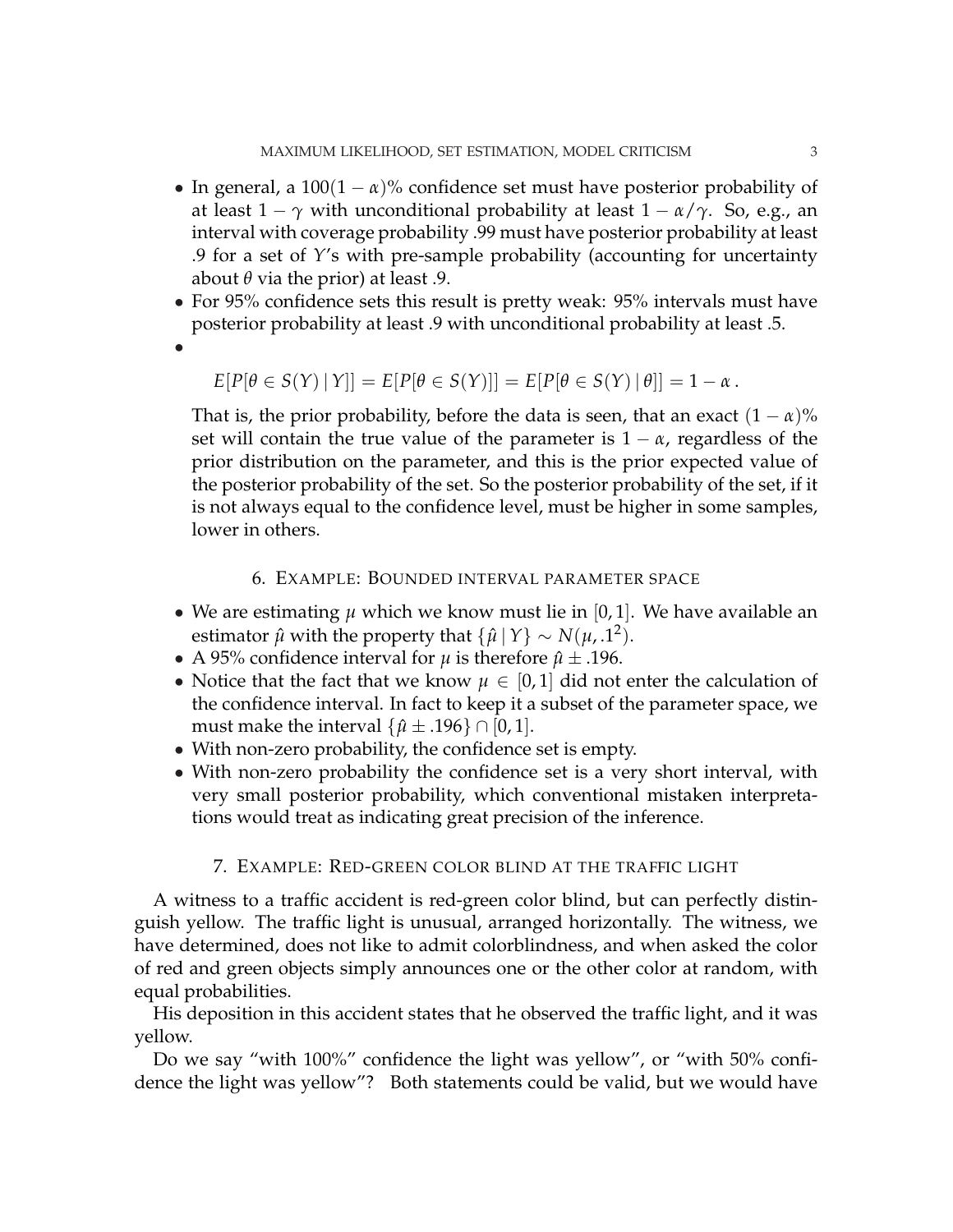- In general, a $100(1-\alpha)\%$ confidence set must have posterior probability of at least $1-\gamma$ with unconditional probability at least $1-\alpha/\gamma$. So, e.g., an interval with coverage probability .99 must have posterior probability at least .9 for a set of $Y$'s with pre-sample probability (accounting for uncertainty about $\theta$ via the prior) at least .9.
- For 95% confidence sets this result is pretty weak: 95% intervals must have posterior probability at least .9 with unconditional probability at least .5.
- $$E[P[\theta \in S(Y) \mid Y]] = E[P[\theta \in S(Y)]] = E[P[\theta \in S(Y) \mid \theta]] = 1-\alpha\,.$$

  That is, the prior probability, before the data is seen, that an exact $(1-\alpha)\%$ set will contain the true value of the parameter is $1-\alpha$, regardless of the prior distribution on the parameter, and this is the prior expected value of the posterior probability of the set. So the posterior probability of the set, if it is not always equal to the confidence level, must be higher in some samples, lower in others.

## 6. Example: Bounded interval parameter space

- We are estimating $\mu$ which we know must lie in $[0,1]$. We have available an estimator $\hat{\mu}$ with the property that $\{\hat{\mu} \mid Y\} \sim N(\mu, .1^2)$.
- A 95% confidence interval for $\mu$ is therefore $\hat{\mu} \pm .196$.
- Notice that the fact that we know $\mu \in [0,1]$ did not enter the calculation of the confidence interval. In fact to keep it a subset of the parameter space, we must make the interval $\{\hat{\mu} \pm .196\} \cap [0,1]$.
- With non-zero probability, the confidence set is empty.
- With non-zero probability the confidence set is a very short interval, with very small posterior probability, which conventional mistaken interpretations would treat as indicating great precision of the inference.

## 7. Example: Red-green color blind at the traffic light

A witness to a traffic accident is red-green color blind, but can perfectly distinguish yellow. The traffic light is unusual, arranged horizontally. The witness, we have determined, does not like to admit colorblindness, and when asked the color of red and green objects simply announces one or the other color at random, with equal probabilities.

His deposition in this accident states that he observed the traffic light, and it was yellow.

Do we say "with 100%" confidence the light was yellow", or "with 50% confidence the light was yellow"? Both statements could be valid, but we would have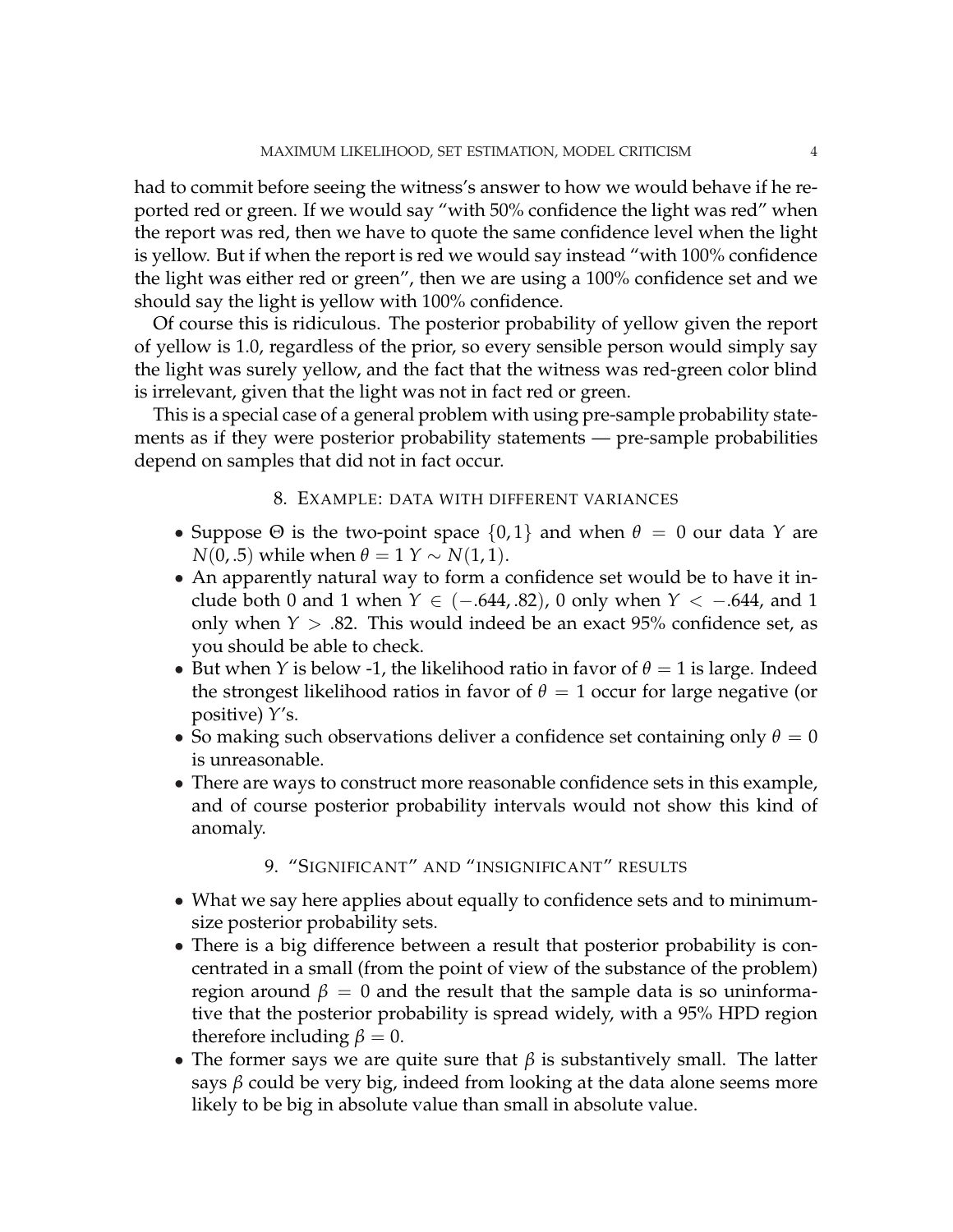had to commit before seeing the witness's answer to how we would behave if he reported red or green. If we would say "with 50% confidence the light was red" when the report was red, then we have to quote the same confidence level when the light is yellow. But if when the report is red we would say instead "with 100% confidence the light was either red or green", then we are using a 100% confidence set and we should say the light is yellow with 100% confidence.

Of course this is ridiculous. The posterior probability of yellow given the report of yellow is 1.0, regardless of the prior, so every sensible person would simply say the light was surely yellow, and the fact that the witness was red-green color blind is irrelevant, given that the light was not in fact red or green.

This is a special case of a general problem with using pre-sample probability statements as if they were posterior probability statements — pre-sample probabilities depend on samples that did not in fact occur.

## 8. Example: data with different variances

- Suppose $\Theta$ is the two-point space $\{0, 1\}$ and when $\theta = 0$ our data $Y$ are $N(0, .5)$ while when $\theta = 1$ $Y \sim N(1, 1)$.
- An apparently natural way to form a confidence set would be to have it include both 0 and 1 when $Y \in (-.644, .82)$, 0 only when $Y < -.644$, and 1 only when $Y > .82$. This would indeed be an exact 95% confidence set, as you should be able to check.
- But when $Y$ is below -1, the likelihood ratio in favor of $\theta = 1$ is large. Indeed the strongest likelihood ratios in favor of $\theta = 1$ occur for large negative (or positive) $Y$'s.
- So making such observations deliver a confidence set containing only $\theta = 0$ is unreasonable.
- There are ways to construct more reasonable confidence sets in this example, and of course posterior probability intervals would not show this kind of anomaly.

## 9. "Significant" and "insignificant" results

- What we say here applies about equally to confidence sets and to minimum-size posterior probability sets.
- There is a big difference between a result that posterior probability is concentrated in a small (from the point of view of the substance of the problem) region around $\beta = 0$ and the result that the sample data is so uninformative that the posterior probability is spread widely, with a 95% HPD region therefore including $\beta = 0$.
- The former says we are quite sure that $\beta$ is substantively small. The latter says $\beta$ could be very big, indeed from looking at the data alone seems more likely to be big in absolute value than small in absolute value.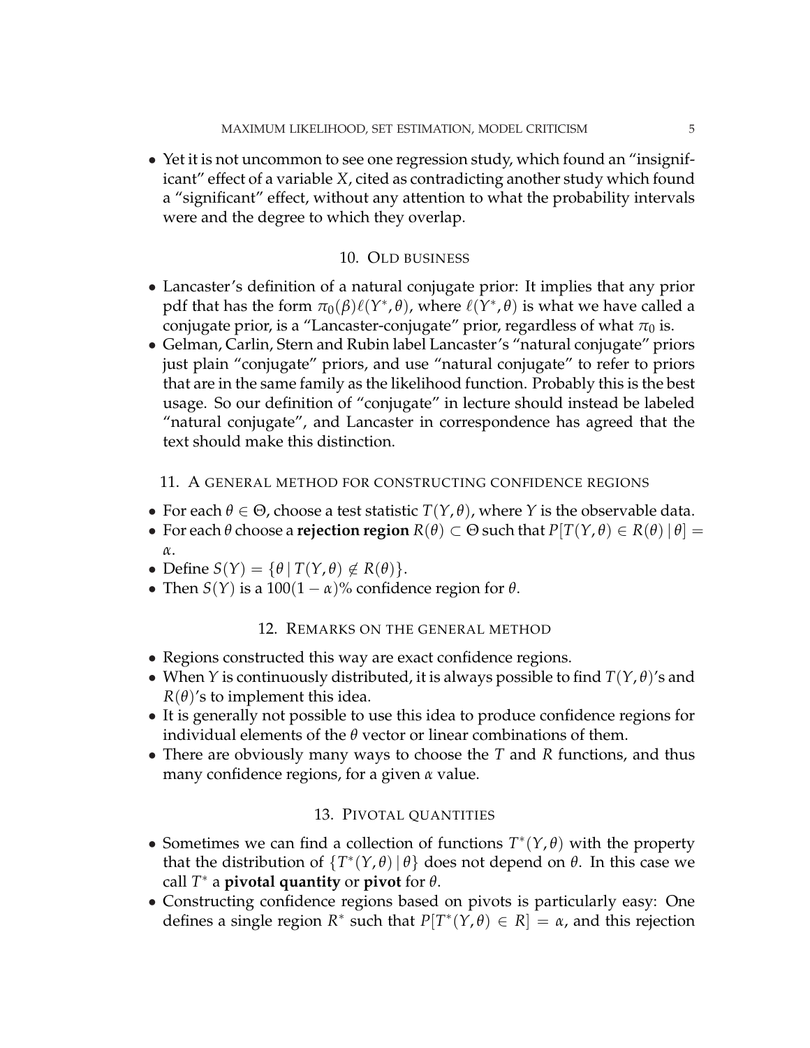- Yet it is not uncommon to see one regression study, which found an "insignificant" effect of a variable $X$, cited as contradicting another study which found a "significant" effect, without any attention to what the probability intervals were and the degree to which they overlap.

## 10. Old business

- Lancaster's definition of a natural conjugate prior: It implies that any prior pdf that has the form $\pi_0(\beta)\ell(Y^*, \theta)$, where $\ell(Y^*, \theta)$ is what we have called a conjugate prior, is a "Lancaster-conjugate" prior, regardless of what $\pi_0$ is.
- Gelman, Carlin, Stern and Rubin label Lancaster's "natural conjugate" priors just plain "conjugate" priors, and use "natural conjugate" to refer to priors that are in the same family as the likelihood function. Probably this is the best usage. So our definition of "conjugate" in lecture should instead be labeled "natural conjugate", and Lancaster in correspondence has agreed that the text should make this distinction.

## 11. A general method for constructing confidence regions

- For each $\theta \in \Theta$, choose a test statistic $T(Y, \theta)$, where $Y$ is the observable data.
- For each $\theta$ choose a **rejection region** $R(\theta) \subset \Theta$ such that $P[T(Y, \theta) \in R(\theta) \,|\, \theta] = \alpha$.
- Define $S(Y) = \{\theta \,|\, T(Y, \theta) \notin R(\theta)\}$.
- Then $S(Y)$ is a $100(1 - \alpha)$% confidence region for $\theta$.

## 12. Remarks on the general method

- Regions constructed this way are exact confidence regions.
- When $Y$ is continuously distributed, it is always possible to find $T(Y, \theta)$'s and $R(\theta)$'s to implement this idea.
- It is generally not possible to use this idea to produce confidence regions for individual elements of the $\theta$ vector or linear combinations of them.
- There are obviously many ways to choose the $T$ and $R$ functions, and thus many confidence regions, for a given $\alpha$ value.

## 13. Pivotal quantities

- Sometimes we can find a collection of functions $T^*(Y, \theta)$ with the property that the distribution of $\{T^*(Y, \theta) \,|\, \theta\}$ does not depend on $\theta$. In this case we call $T^*$ a **pivotal quantity** or **pivot** for $\theta$.
- Constructing confidence regions based on pivots is particularly easy: One defines a single region $R^*$ such that $P[T^*(Y, \theta) \in R] = \alpha$, and this rejection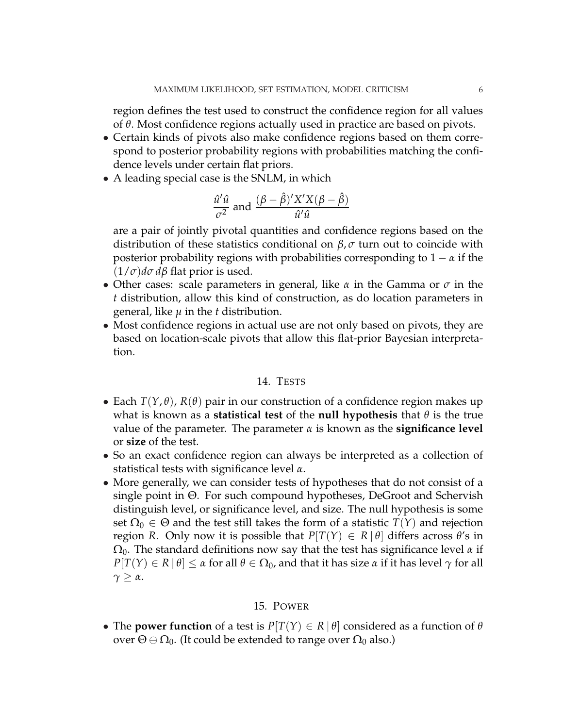region defines the test used to construct the confidence region for all values of $\theta$. Most confidence regions actually used in practice are based on pivots.

- Certain kinds of pivots also make confidence regions based on them correspond to posterior probability regions with probabilities matching the confidence levels under certain flat priors.
- A leading special case is the SNLM, in which

$$\frac{\hat{u}'\hat{u}}{\sigma^2} \text{ and } \frac{(\beta - \hat{\beta})'X'X(\beta - \hat{\beta})}{\hat{u}'\hat{u}}$$

  are a pair of jointly pivotal quantities and confidence regions based on the distribution of these statistics conditional on $\beta, \sigma$ turn out to coincide with posterior probability regions with probabilities corresponding to $1 - \alpha$ if the $(1/\sigma)d\sigma\, d\beta$ flat prior is used.
- Other cases: scale parameters in general, like $\alpha$ in the Gamma or $\sigma$ in the $t$ distribution, allow this kind of construction, as do location parameters in general, like $\mu$ in the $t$ distribution.
- Most confidence regions in actual use are not only based on pivots, they are based on location-scale pivots that allow this flat-prior Bayesian interpretation.

## 14. Tests

- Each $T(Y, \theta)$, $R(\theta)$ pair in our construction of a confidence region makes up what is known as a **statistical test** of the **null hypothesis** that $\theta$ is the true value of the parameter. The parameter $\alpha$ is known as the **significance level** or **size** of the test.
- So an exact confidence region can always be interpreted as a collection of statistical tests with significance level $\alpha$.
- More generally, we can consider tests of hypotheses that do not consist of a single point in $\Theta$. For such compound hypotheses, DeGroot and Schervish distinguish level, or significance level, and size. The null hypothesis is some set $\Omega_0 \in \Theta$ and the test still takes the form of a statistic $T(Y)$ and rejection region $R$. Only now it is possible that $P[T(Y) \in R \,|\, \theta]$ differs across $\theta$'s in $\Omega_0$. The standard definitions now say that the test has significance level $\alpha$ if $P[T(Y) \in R \,|\, \theta] \leq \alpha$ for all $\theta \in \Omega_0$, and that it has size $\alpha$ if it has level $\gamma$ for all $\gamma \geq \alpha$.

## 15. Power

- The **power function** of a test is $P[T(Y) \in R \,|\, \theta]$ considered as a function of $\theta$ over $\Theta \ominus \Omega_0$. (It could be extended to range over $\Omega_0$ also.)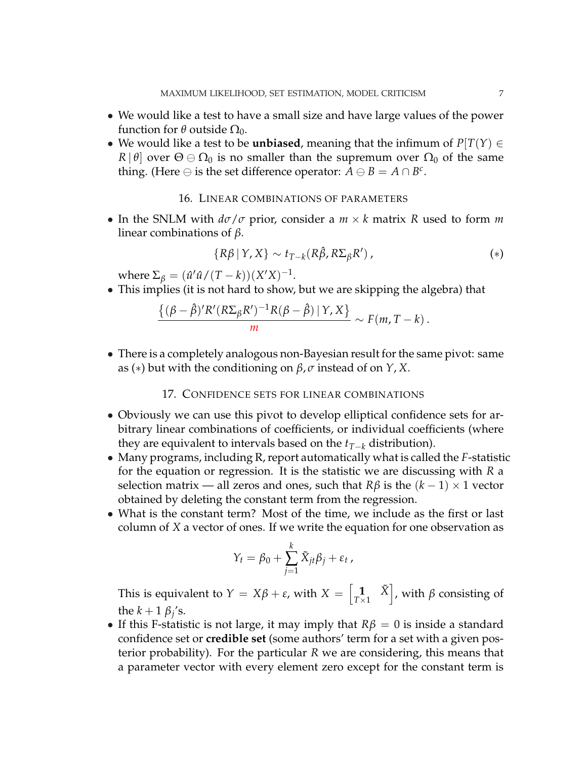- We would like a test to have a small size and have large values of the power function for $\theta$ outside $\Omega_0$.
- We would like a test to be **unbiased**, meaning that the infimum of $P[T(Y) \in R \mid \theta]$ over $\Theta \ominus \Omega_0$ is no smaller than the supremum over $\Omega_0$ of the same thing. (Here $\ominus$ is the set difference operator: $A \ominus B = A \cap B^c$.

## 16. Linear combinations of parameters

- In the SNLM with $d\sigma/\sigma$ prior, consider a $m \times k$ matrix $R$ used to form $m$ linear combinations of $\beta$.

$$\{R\beta \mid Y, X\} \sim t_{T-k}(R\hat{\beta}, R\Sigma_\beta R'), \tag{$*$}$$

where $\Sigma_\beta = (\hat{u}'\hat{u}/(T-k))(X'X)^{-1}$.

- This implies (it is not hard to show, but we are skipping the algebra) that

$$\frac{\left\{(\beta - \hat{\beta})'R'(R\Sigma_\beta R')^{-1}R(\beta - \hat{\beta}) \mid Y, X\right\}}{m} \sim F(m, T-k).$$

- There is a completely analogous non-Bayesian result for the same pivot: same as $(*)$ but with the conditioning on $\beta, \sigma$ instead of on $Y, X$.

## 17. Confidence sets for linear combinations

- Obviously we can use this pivot to develop elliptical confidence sets for arbitrary linear combinations of coefficients, or individual coefficients (where they are equivalent to intervals based on the $t_{T-k}$ distribution).
- Many programs, including R, report automatically what is called the $F$-statistic for the equation or regression. It is the statistic we are discussing with $R$ a selection matrix — all zeros and ones, such that $R\beta$ is the $(k-1) \times 1$ vector obtained by deleting the constant term from the regression.
- What is the constant term? Most of the time, we include as the first or last column of $X$ a vector of ones. If we write the equation for one observation as

$$Y_t = \beta_0 + \sum_{j=1}^{k} \tilde{X}_{jt}\beta_j + \varepsilon_t,$$

This is equivalent to $Y = X\beta + \varepsilon$, with $X = \begin{bmatrix} \mathbf{1}_{T\times 1} & \tilde{X} \end{bmatrix}$, with $\beta$ consisting of the $k+1$ $\beta_j$'s.

- If this F-statistic is not large, it may imply that $R\beta = 0$ is inside a standard confidence set or **credible set** (some authors' term for a set with a given posterior probability). For the particular $R$ we are considering, this means that a parameter vector with every element zero except for the constant term is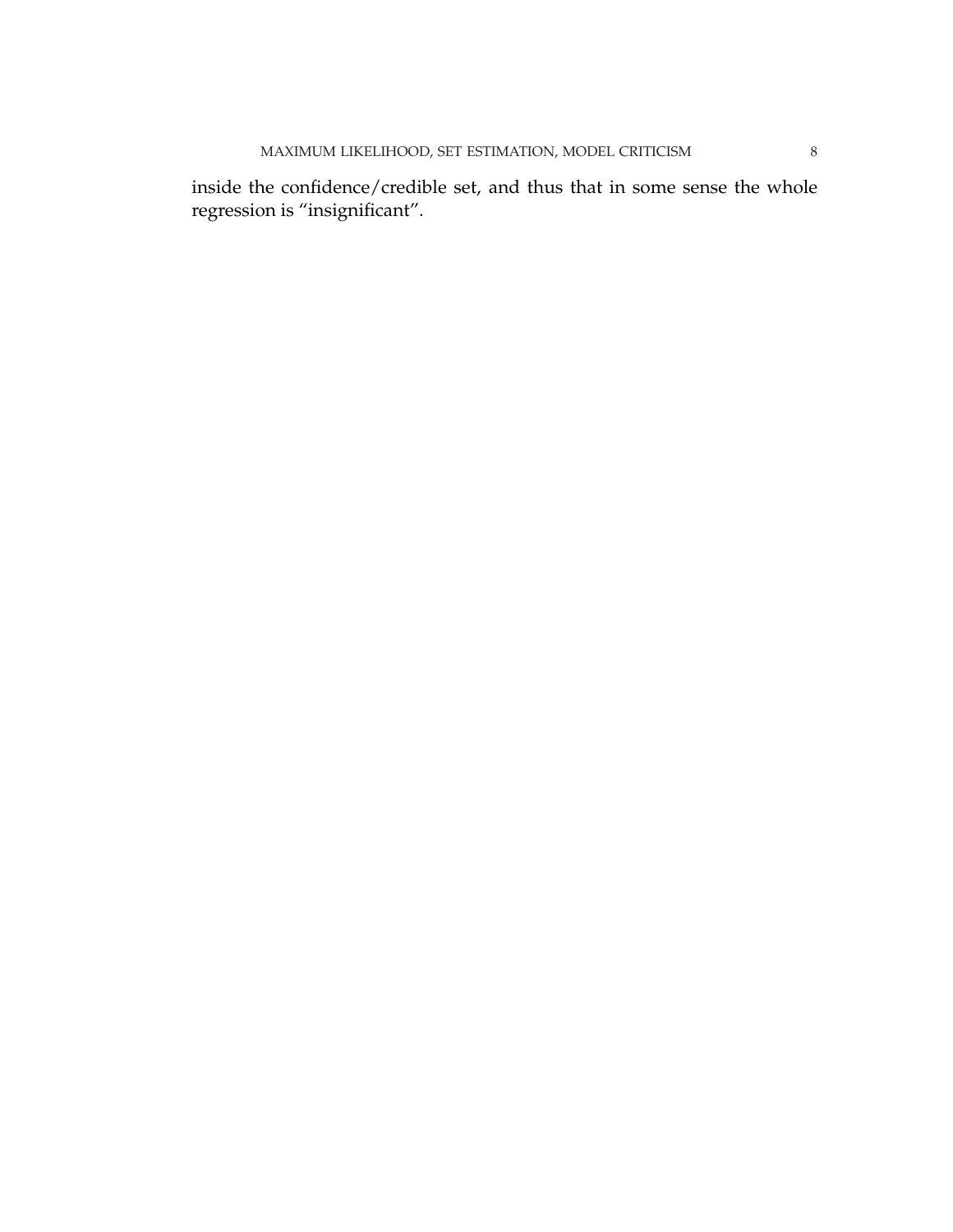inside the confidence/credible set, and thus that in some sense the whole regression is "insignificant".